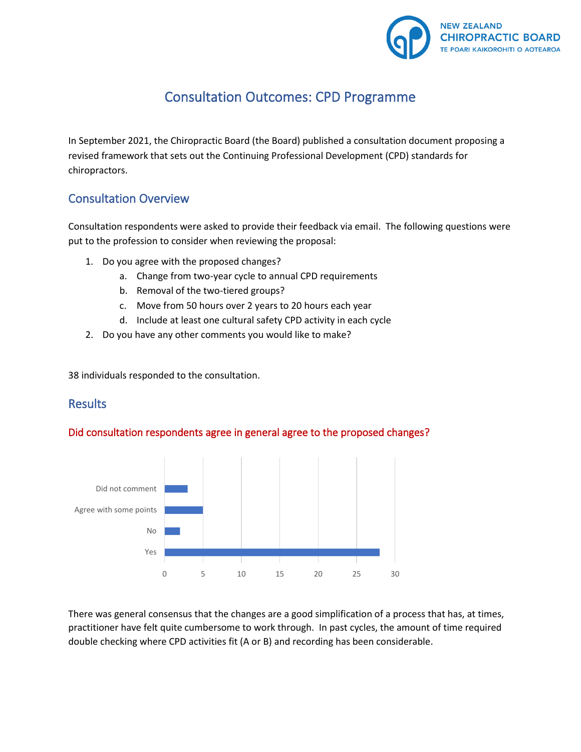# Consultation Outcomes: CPD Programme

In September 2021, the Chiropractic Board (the Board) published a consultation document proposing a revised framework that sets out the Continuing Professional Development (CPD) standards for chiropractors.

## Consultation Overview

Consultation respondents were asked to provide their feedback via email. The following questions were put to the profession to consider when reviewing the proposal:

1. Do you agree with the proposed changes?
   a. Change from two-year cycle to annual CPD requirements
   b. Removal of the two-tiered groups?
   c. Move from 50 hours over 2 years to 20 hours each year
   d. Include at least one cultural safety CPD activity in each cycle
2. Do you have any other comments you would like to make?

38 individuals responded to the consultation.

## Results

### Did consultation respondents agree in general agree to the proposed changes?

| Response | Count |
| --- | --- |
| Did not comment | 3 |
| Agree with some points | 5 |
| No | 2 |
| Yes | 28 |

There was general consensus that the changes are a good simplification of a process that has, at times, practitioner have felt quite cumbersome to work through. In past cycles, the amount of time required double checking where CPD activities fit (A or B) and recording has been considerable.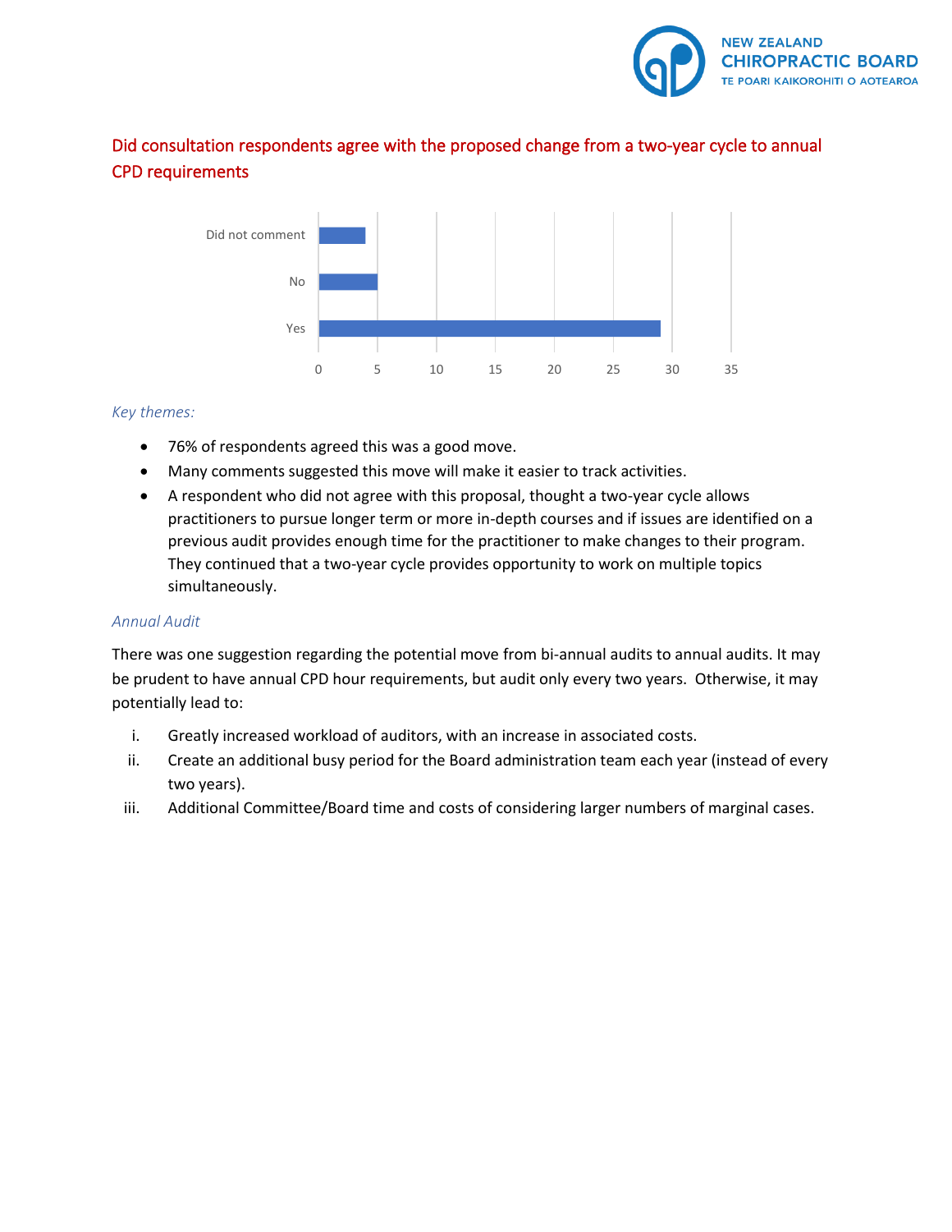## Did consultation respondents agree with the proposed change from a two-year cycle to annual CPD requirements

*Key themes:*

- 76% of respondents agreed this was a good move.
- Many comments suggested this move will make it easier to track activities.
- A respondent who did not agree with this proposal, thought a two-year cycle allows practitioners to pursue longer term or more in-depth courses and if issues are identified on a previous audit provides enough time for the practitioner to make changes to their program. They continued that a two-year cycle provides opportunity to work on multiple topics simultaneously.

*Annual Audit*

There was one suggestion regarding the potential move from bi-annual audits to annual audits. It may be prudent to have annual CPD hour requirements, but audit only every two years. Otherwise, it may potentially lead to:

i. Greatly increased workload of auditors, with an increase in associated costs.
ii. Create an additional busy period for the Board administration team each year (instead of every two years).
iii. Additional Committee/Board time and costs of considering larger numbers of marginal cases.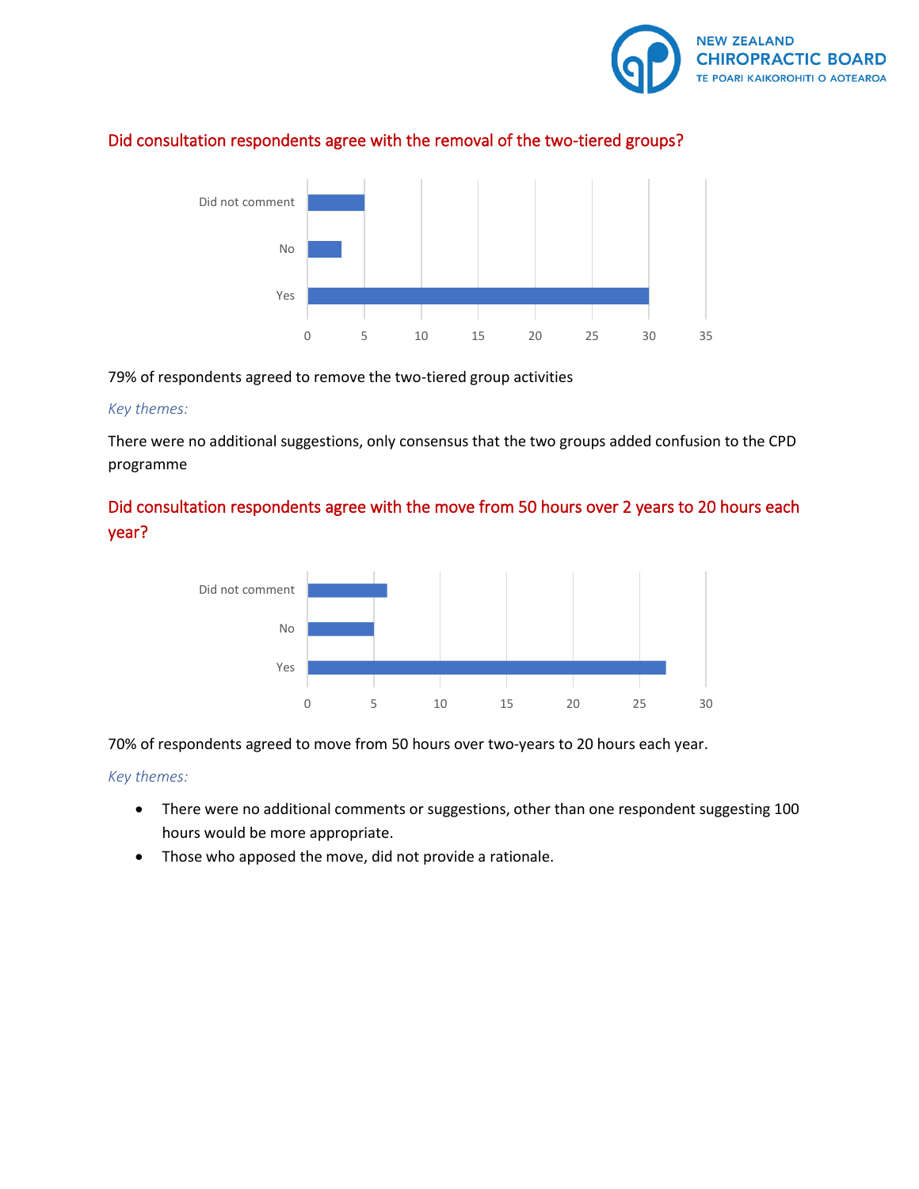## Did consultation respondents agree with the removal of the two-tiered groups?

79% of respondents agreed to remove the two-tiered group activities

*Key themes:*

There were no additional suggestions, only consensus that the two groups added confusion to the CPD programme

## Did consultation respondents agree with the move from 50 hours over 2 years to 20 hours each year?

70% of respondents agreed to move from 50 hours over two-years to 20 hours each year.

*Key themes:*

- There were no additional comments or suggestions, other than one respondent suggesting 100 hours would be more appropriate.
- Those who apposed the move, did not provide a rationale.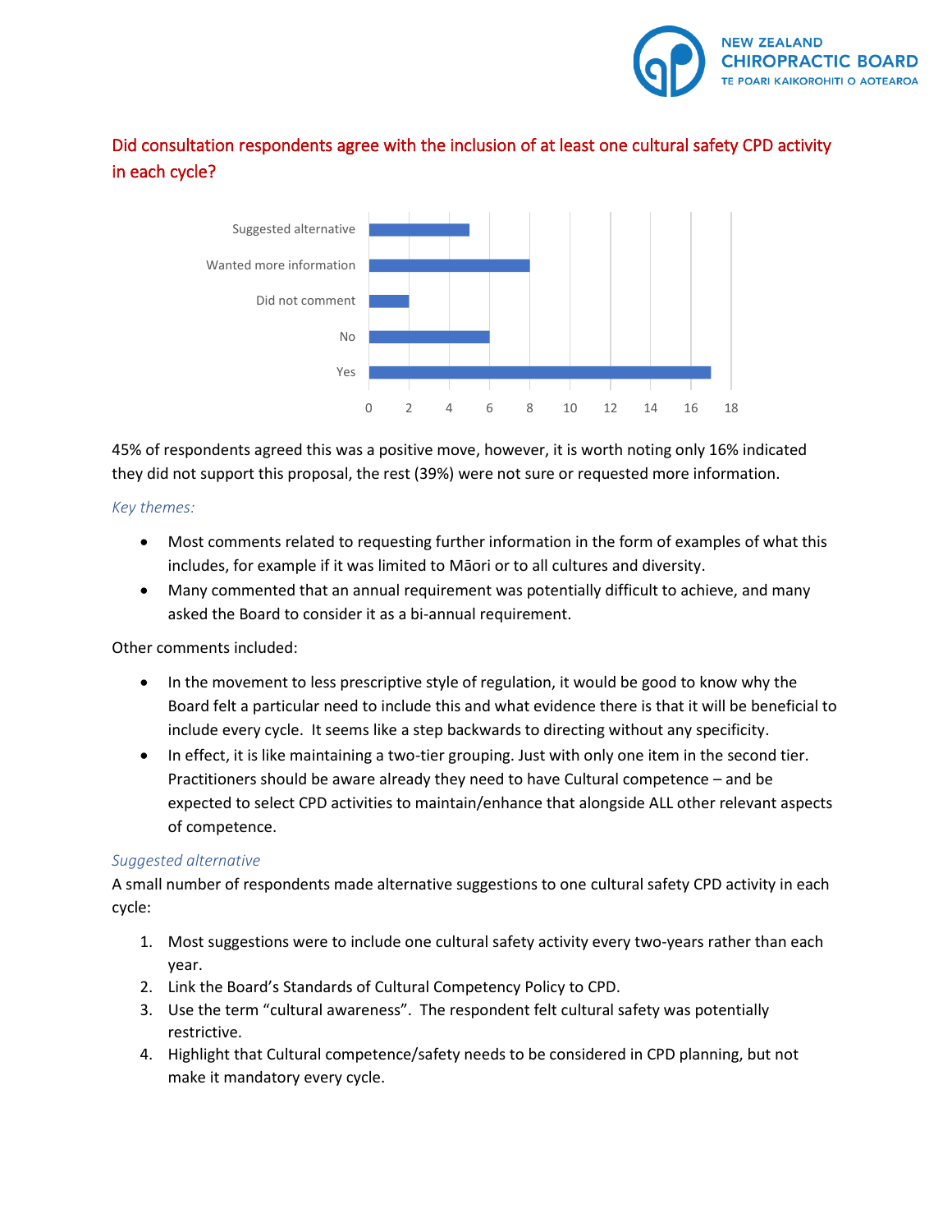## Did consultation respondents agree with the inclusion of at least one cultural safety CPD activity in each cycle?

| Response | Count |
| --- | --- |
| Suggested alternative | 5 |
| Wanted more information | 8 |
| Did not comment | 2 |
| No | 6 |
| Yes | 17 |

45% of respondents agreed this was a positive move, however, it is worth noting only 16% indicated they did not support this proposal, the rest (39%) were not sure or requested more information.

*Key themes:*

- Most comments related to requesting further information in the form of examples of what this includes, for example if it was limited to Māori or to all cultures and diversity.
- Many commented that an annual requirement was potentially difficult to achieve, and many asked the Board to consider it as a bi-annual requirement.

Other comments included:

- In the movement to less prescriptive style of regulation, it would be good to know why the Board felt a particular need to include this and what evidence there is that it will be beneficial to include every cycle. It seems like a step backwards to directing without any specificity.
- In effect, it is like maintaining a two-tier grouping. Just with only one item in the second tier. Practitioners should be aware already they need to have Cultural competence – and be expected to select CPD activities to maintain/enhance that alongside ALL other relevant aspects of competence.

*Suggested alternative*

A small number of respondents made alternative suggestions to one cultural safety CPD activity in each cycle:

1. Most suggestions were to include one cultural safety activity every two-years rather than each year.
2. Link the Board's Standards of Cultural Competency Policy to CPD.
3. Use the term "cultural awareness". The respondent felt cultural safety was potentially restrictive.
4. Highlight that Cultural competence/safety needs to be considered in CPD planning, but not make it mandatory every cycle.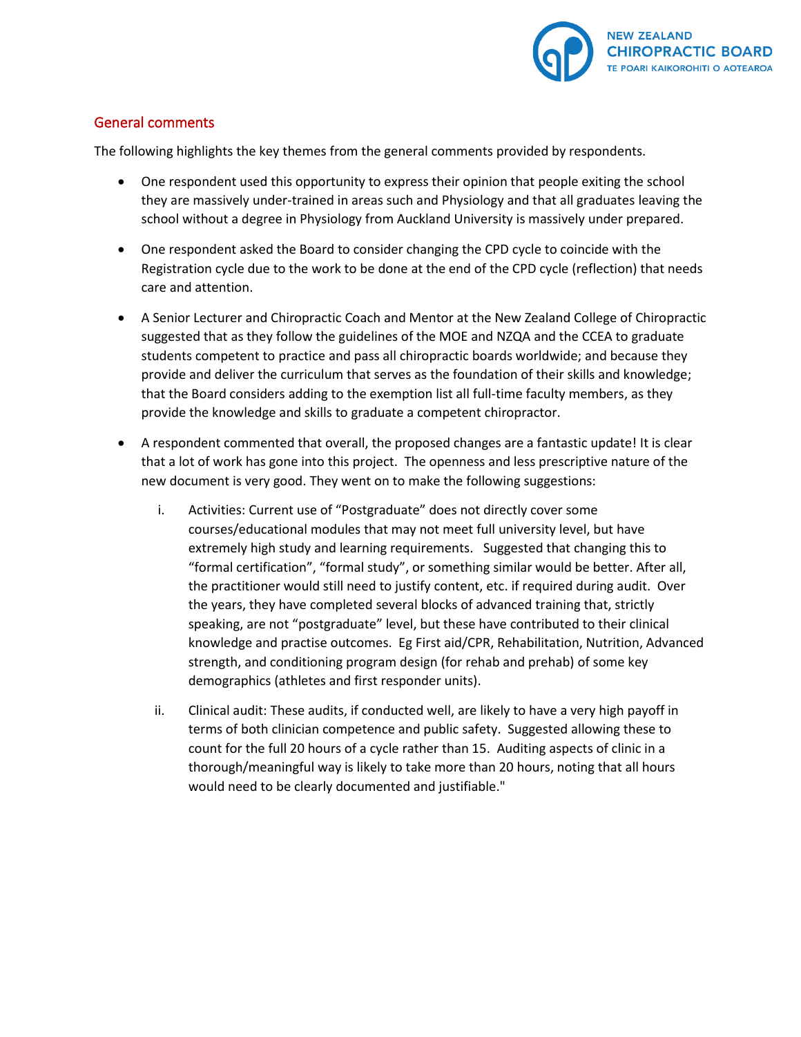## General comments

The following highlights the key themes from the general comments provided by respondents.

- One respondent used this opportunity to express their opinion that people exiting the school they are massively under-trained in areas such and Physiology and that all graduates leaving the school without a degree in Physiology from Auckland University is massively under prepared.

- One respondent asked the Board to consider changing the CPD cycle to coincide with the Registration cycle due to the work to be done at the end of the CPD cycle (reflection) that needs care and attention.

- A Senior Lecturer and Chiropractic Coach and Mentor at the New Zealand College of Chiropractic suggested that as they follow the guidelines of the MOE and NZQA and the CCEA to graduate students competent to practice and pass all chiropractic boards worldwide; and because they provide and deliver the curriculum that serves as the foundation of their skills and knowledge; that the Board considers adding to the exemption list all full-time faculty members, as they provide the knowledge and skills to graduate a competent chiropractor.

- A respondent commented that overall, the proposed changes are a fantastic update! It is clear that a lot of work has gone into this project. The openness and less prescriptive nature of the new document is very good. They went on to make the following suggestions:

  i. Activities: Current use of “Postgraduate” does not directly cover some courses/educational modules that may not meet full university level, but have extremely high study and learning requirements. Suggested that changing this to “formal certification”, “formal study”, or something similar would be better. After all, the practitioner would still need to justify content, etc. if required during audit. Over the years, they have completed several blocks of advanced training that, strictly speaking, are not “postgraduate” level, but these have contributed to their clinical knowledge and practise outcomes. Eg First aid/CPR, Rehabilitation, Nutrition, Advanced strength, and conditioning program design (for rehab and prehab) of some key demographics (athletes and first responder units).

  ii. Clinical audit: These audits, if conducted well, are likely to have a very high payoff in terms of both clinician competence and public safety. Suggested allowing these to count for the full 20 hours of a cycle rather than 15. Auditing aspects of clinic in a thorough/meaningful way is likely to take more than 20 hours, noting that all hours would need to be clearly documented and justifiable."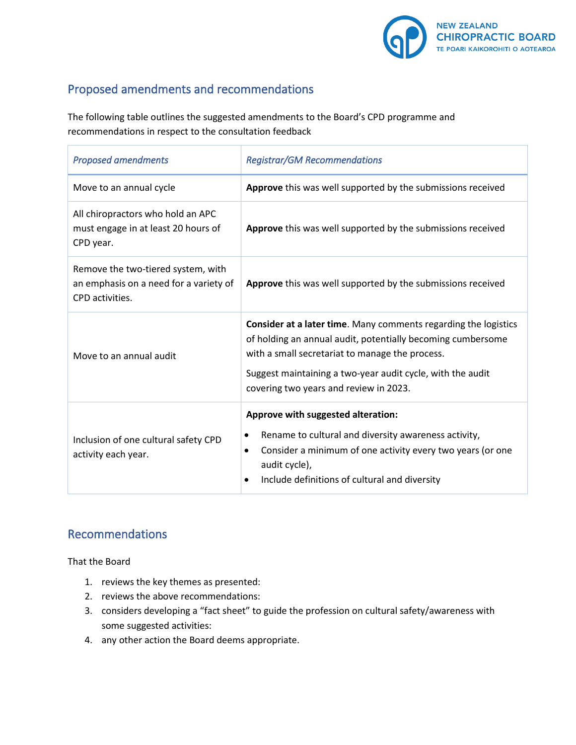## Proposed amendments and recommendations

The following table outlines the suggested amendments to the Board's CPD programme and recommendations in respect to the consultation feedback

| *Proposed amendments* | *Registrar/GM Recommendations* |
|---|---|
| Move to an annual cycle | **Approve** this was well supported by the submissions received |
| All chiropractors who hold an APC must engage in at least 20 hours of CPD year. | **Approve** this was well supported by the submissions received |
| Remove the two-tiered system, with an emphasis on a need for a variety of CPD activities. | **Approve** this was well supported by the submissions received |
| Move to an annual audit | **Consider at a later time**. Many comments regarding the logistics of holding an annual audit, potentially becoming cumbersome with a small secretariat to manage the process. <br><br> Suggest maintaining a two-year audit cycle, with the audit covering two years and review in 2023. |
| Inclusion of one cultural safety CPD activity each year. | **Approve with suggested alteration:** <br> • Rename to cultural and diversity awareness activity, <br> • Consider a minimum of one activity every two years (or one audit cycle), <br> • Include definitions of cultural and diversity |

## Recommendations

That the Board

1. reviews the key themes as presented:
2. reviews the above recommendations:
3. considers developing a "fact sheet" to guide the profession on cultural safety/awareness with some suggested activities:
4. any other action the Board deems appropriate.